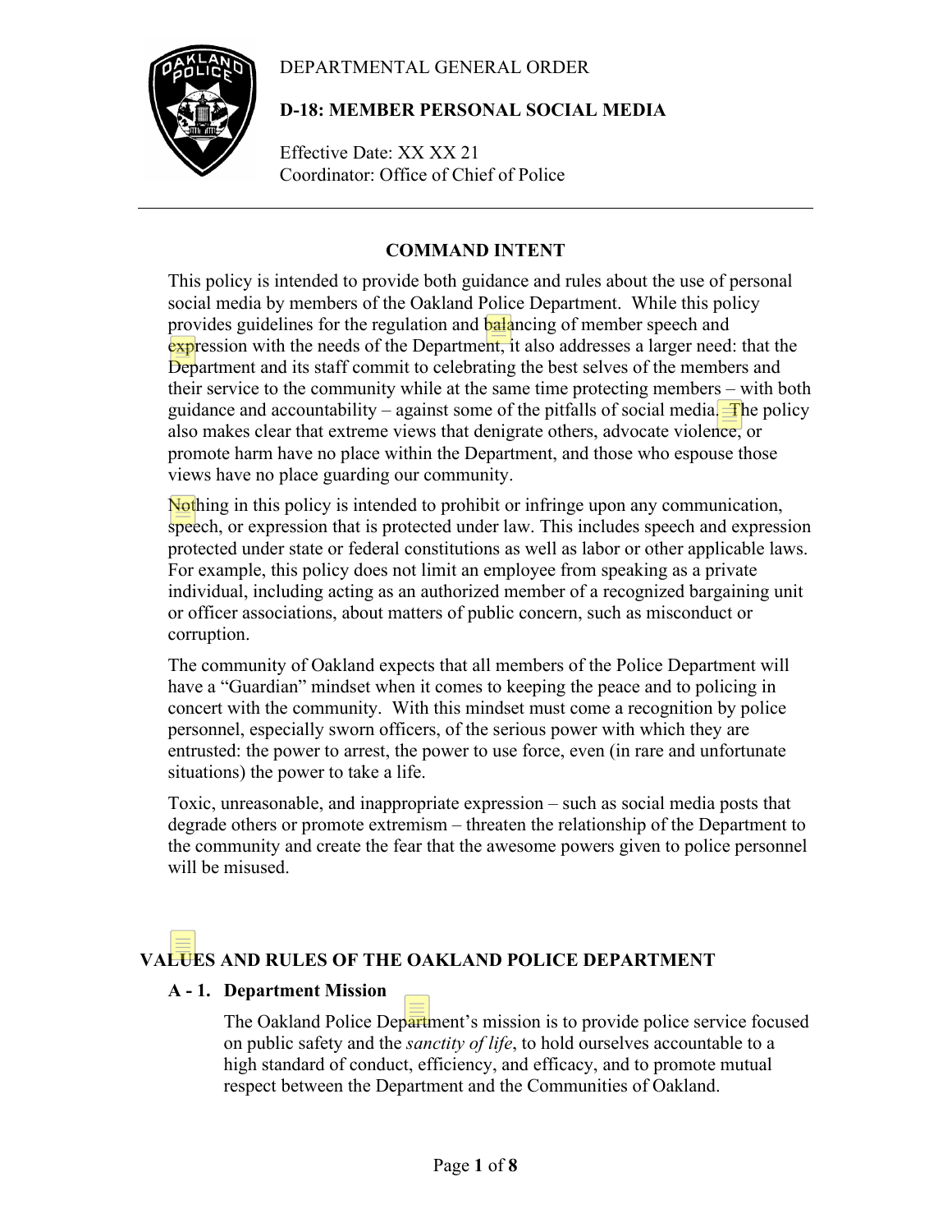# DEPARTMENTAL GENERAL ORDER

## D-18: MEMBER PERSONAL SOCIAL MEDIA

Effective Date: XX XX 21
Coordinator: Office of Chief of Police

---

### COMMAND INTENT

This policy is intended to provide both guidance and rules about the use of personal social media by members of the Oakland Police Department. While this policy provides guidelines for the regulation and balancing of member speech and expression with the needs of the Department, it also addresses a larger need: that the Department and its staff commit to celebrating the best selves of the members and their service to the community while at the same time protecting members – with both guidance and accountability – against some of the pitfalls of social media. The policy also makes clear that extreme views that denigrate others, advocate violence, or promote harm have no place within the Department, and those who espouse those views have no place guarding our community.

Nothing in this policy is intended to prohibit or infringe upon any communication, speech, or expression that is protected under law. This includes speech and expression protected under state or federal constitutions as well as labor or other applicable laws. For example, this policy does not limit an employee from speaking as a private individual, including acting as an authorized member of a recognized bargaining unit or officer associations, about matters of public concern, such as misconduct or corruption.

The community of Oakland expects that all members of the Police Department will have a "Guardian" mindset when it comes to keeping the peace and to policing in concert with the community. With this mindset must come a recognition by police personnel, especially sworn officers, of the serious power with which they are entrusted: the power to arrest, the power to use force, even (in rare and unfortunate situations) the power to take a life.

Toxic, unreasonable, and inappropriate expression – such as social media posts that degrade others or promote extremism – threaten the relationship of the Department to the community and create the fear that the awesome powers given to police personnel will be misused.

### VALUES AND RULES OF THE OAKLAND POLICE DEPARTMENT

**A - 1. Department Mission**

The Oakland Police Department's mission is to provide police service focused on public safety and the *sanctity of life*, to hold ourselves accountable to a high standard of conduct, efficiency, and efficacy, and to promote mutual respect between the Department and the Communities of Oakland.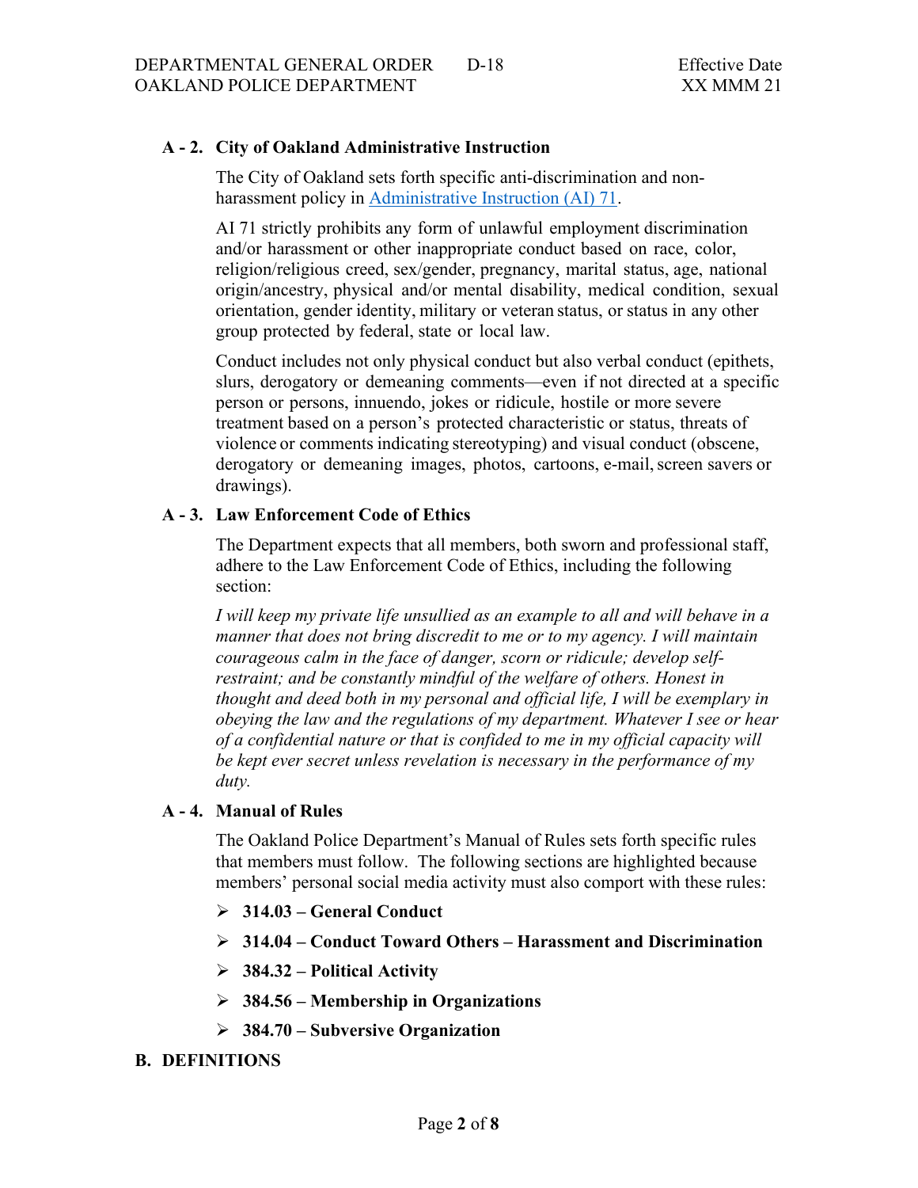### A - 2. City of Oakland Administrative Instruction

The City of Oakland sets forth specific anti-discrimination and non-harassment policy in Administrative Instruction (AI) 71.

AI 71 strictly prohibits any form of unlawful employment discrimination and/or harassment or other inappropriate conduct based on race, color, religion/religious creed, sex/gender, pregnancy, marital status, age, national origin/ancestry, physical and/or mental disability, medical condition, sexual orientation, gender identity, military or veteran status, or status in any other group protected by federal, state or local law.

Conduct includes not only physical conduct but also verbal conduct (epithets, slurs, derogatory or demeaning comments—even if not directed at a specific person or persons, innuendo, jokes or ridicule, hostile or more severe treatment based on a person's protected characteristic or status, threats of violence or comments indicating stereotyping) and visual conduct (obscene, derogatory or demeaning images, photos, cartoons, e-mail, screen savers or drawings).

### A - 3. Law Enforcement Code of Ethics

The Department expects that all members, both sworn and professional staff, adhere to the Law Enforcement Code of Ethics, including the following section:

*I will keep my private life unsullied as an example to all and will behave in a manner that does not bring discredit to me or to my agency. I will maintain courageous calm in the face of danger, scorn or ridicule; develop self-restraint; and be constantly mindful of the welfare of others. Honest in thought and deed both in my personal and official life, I will be exemplary in obeying the law and the regulations of my department. Whatever I see or hear of a confidential nature or that is confided to me in my official capacity will be kept ever secret unless revelation is necessary in the performance of my duty.*

### A - 4. Manual of Rules

The Oakland Police Department's Manual of Rules sets forth specific rules that members must follow. The following sections are highlighted because members' personal social media activity must also comport with these rules:

- **314.03 – General Conduct**
- **314.04 – Conduct Toward Others – Harassment and Discrimination**
- **384.32 – Political Activity**
- **384.56 – Membership in Organizations**
- **384.70 – Subversive Organization**

## B. DEFINITIONS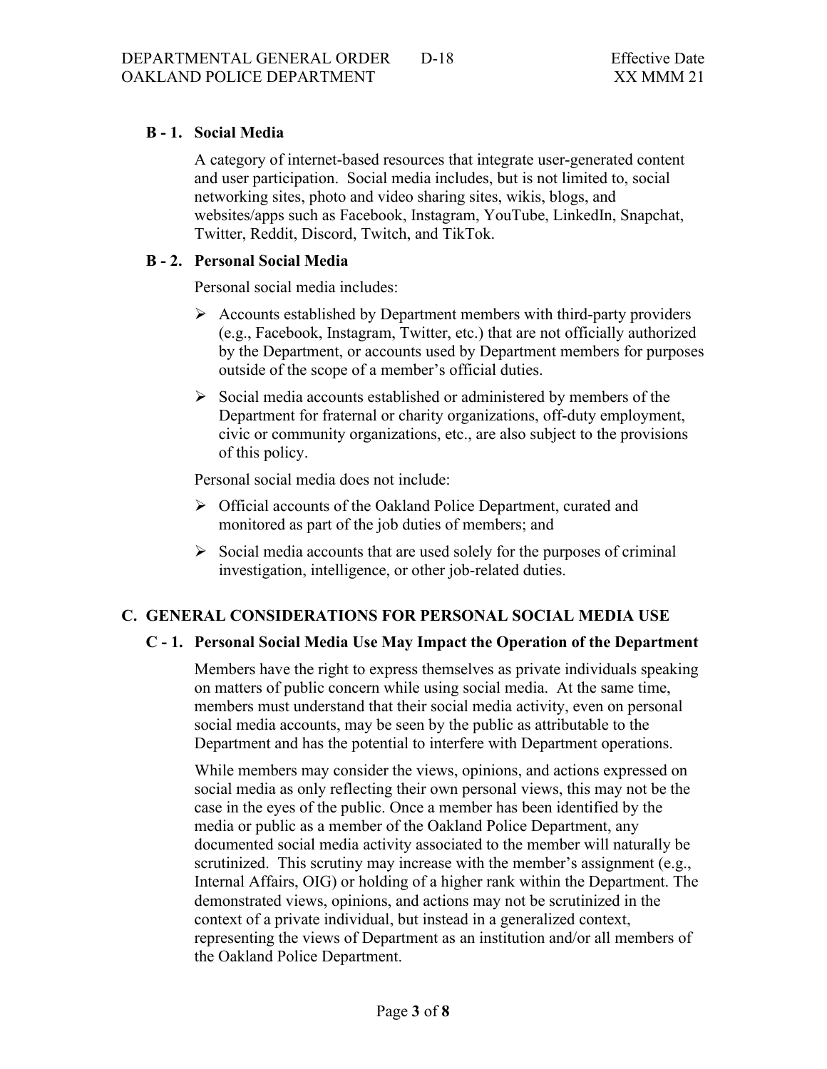### B - 1. Social Media

A category of internet-based resources that integrate user-generated content and user participation. Social media includes, but is not limited to, social networking sites, photo and video sharing sites, wikis, blogs, and websites/apps such as Facebook, Instagram, YouTube, LinkedIn, Snapchat, Twitter, Reddit, Discord, Twitch, and TikTok.

### B - 2. Personal Social Media

Personal social media includes:

- Accounts established by Department members with third-party providers (e.g., Facebook, Instagram, Twitter, etc.) that are not officially authorized by the Department, or accounts used by Department members for purposes outside of the scope of a member's official duties.
- Social media accounts established or administered by members of the Department for fraternal or charity organizations, off-duty employment, civic or community organizations, etc., are also subject to the provisions of this policy.

Personal social media does not include:

- Official accounts of the Oakland Police Department, curated and monitored as part of the job duties of members; and
- Social media accounts that are used solely for the purposes of criminal investigation, intelligence, or other job-related duties.

## C. GENERAL CONSIDERATIONS FOR PERSONAL SOCIAL MEDIA USE

### C - 1. Personal Social Media Use May Impact the Operation of the Department

Members have the right to express themselves as private individuals speaking on matters of public concern while using social media. At the same time, members must understand that their social media activity, even on personal social media accounts, may be seen by the public as attributable to the Department and has the potential to interfere with Department operations.

While members may consider the views, opinions, and actions expressed on social media as only reflecting their own personal views, this may not be the case in the eyes of the public. Once a member has been identified by the media or public as a member of the Oakland Police Department, any documented social media activity associated to the member will naturally be scrutinized. This scrutiny may increase with the member's assignment (e.g., Internal Affairs, OIG) or holding of a higher rank within the Department. The demonstrated views, opinions, and actions may not be scrutinized in the context of a private individual, but instead in a generalized context, representing the views of Department as an institution and/or all members of the Oakland Police Department.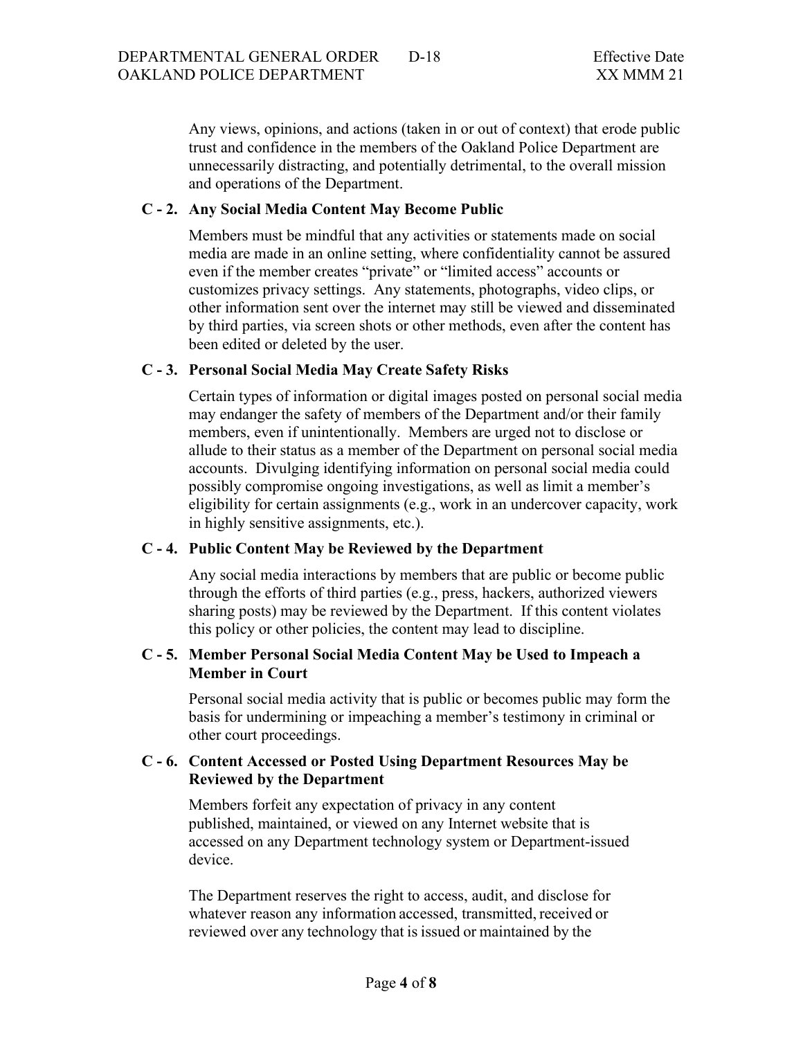Any views, opinions, and actions (taken in or out of context) that erode public trust and confidence in the members of the Oakland Police Department are unnecessarily distracting, and potentially detrimental, to the overall mission and operations of the Department.

### C - 2. Any Social Media Content May Become Public

Members must be mindful that any activities or statements made on social media are made in an online setting, where confidentiality cannot be assured even if the member creates "private" or "limited access" accounts or customizes privacy settings. Any statements, photographs, video clips, or other information sent over the internet may still be viewed and disseminated by third parties, via screen shots or other methods, even after the content has been edited or deleted by the user.

### C - 3. Personal Social Media May Create Safety Risks

Certain types of information or digital images posted on personal social media may endanger the safety of members of the Department and/or their family members, even if unintentionally. Members are urged not to disclose or allude to their status as a member of the Department on personal social media accounts. Divulging identifying information on personal social media could possibly compromise ongoing investigations, as well as limit a member's eligibility for certain assignments (e.g., work in an undercover capacity, work in highly sensitive assignments, etc.).

### C - 4. Public Content May be Reviewed by the Department

Any social media interactions by members that are public or become public through the efforts of third parties (e.g., press, hackers, authorized viewers sharing posts) may be reviewed by the Department. If this content violates this policy or other policies, the content may lead to discipline.

### C - 5. Member Personal Social Media Content May be Used to Impeach a Member in Court

Personal social media activity that is public or becomes public may form the basis for undermining or impeaching a member's testimony in criminal or other court proceedings.

### C - 6. Content Accessed or Posted Using Department Resources May be Reviewed by the Department

Members forfeit any expectation of privacy in any content published, maintained, or viewed on any Internet website that is accessed on any Department technology system or Department-issued device.

The Department reserves the right to access, audit, and disclose for whatever reason any information accessed, transmitted, received or reviewed over any technology that is issued or maintained by the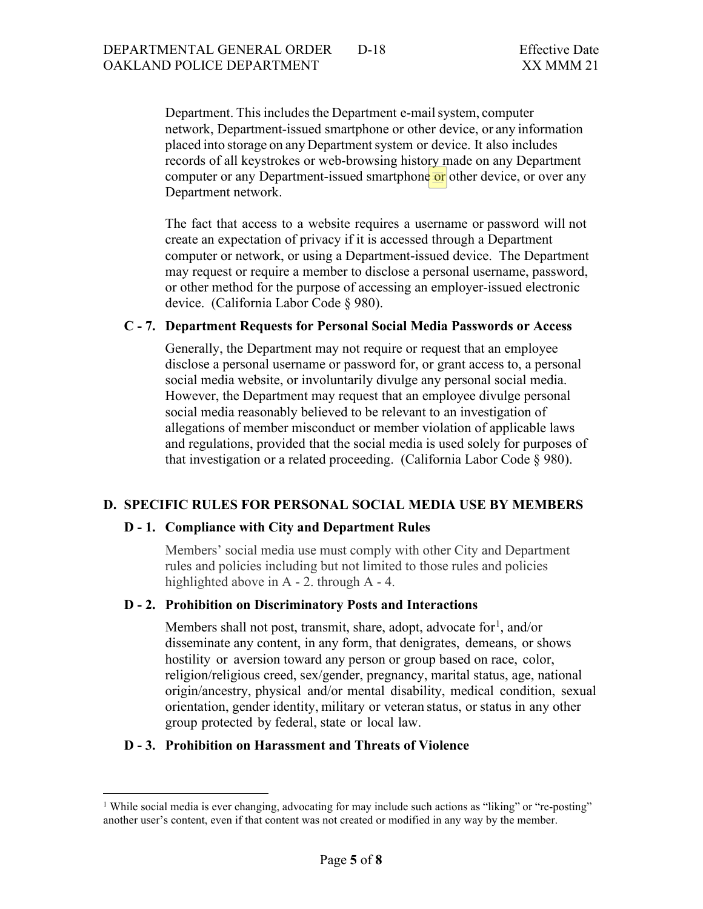Department. This includes the Department e-mail system, computer network, Department-issued smartphone or other device, or any information placed into storage on any Department system or device. It also includes records of all keystrokes or web-browsing history made on any Department computer or any Department-issued smartphone ~~or~~ other device, or over any Department network.

The fact that access to a website requires a username or password will not create an expectation of privacy if it is accessed through a Department computer or network, or using a Department-issued device. The Department may request or require a member to disclose a personal username, password, or other method for the purpose of accessing an employer-issued electronic device. (California Labor Code § 980).

### C - 7. Department Requests for Personal Social Media Passwords or Access

Generally, the Department may not require or request that an employee disclose a personal username or password for, or grant access to, a personal social media website, or involuntarily divulge any personal social media. However, the Department may request that an employee divulge personal social media reasonably believed to be relevant to an investigation of allegations of member misconduct or member violation of applicable laws and regulations, provided that the social media is used solely for purposes of that investigation or a related proceeding. (California Labor Code § 980).

## D. SPECIFIC RULES FOR PERSONAL SOCIAL MEDIA USE BY MEMBERS

### D - 1. Compliance with City and Department Rules

Members' social media use must comply with other City and Department rules and policies including but not limited to those rules and policies highlighted above in A - 2. through A - 4.

### D - 2. Prohibition on Discriminatory Posts and Interactions

Members shall not post, transmit, share, adopt, advocate for[1], and/or disseminate any content, in any form, that denigrates, demeans, or shows hostility or aversion toward any person or group based on race, color, religion/religious creed, sex/gender, pregnancy, marital status, age, national origin/ancestry, physical and/or mental disability, medical condition, sexual orientation, gender identity, military or veteran status, or status in any other group protected by federal, state or local law.

### D - 3. Prohibition on Harassment and Threats of Violence

[1] While social media is ever changing, advocating for may include such actions as "liking" or "re-posting" another user's content, even if that content was not created or modified in any way by the member.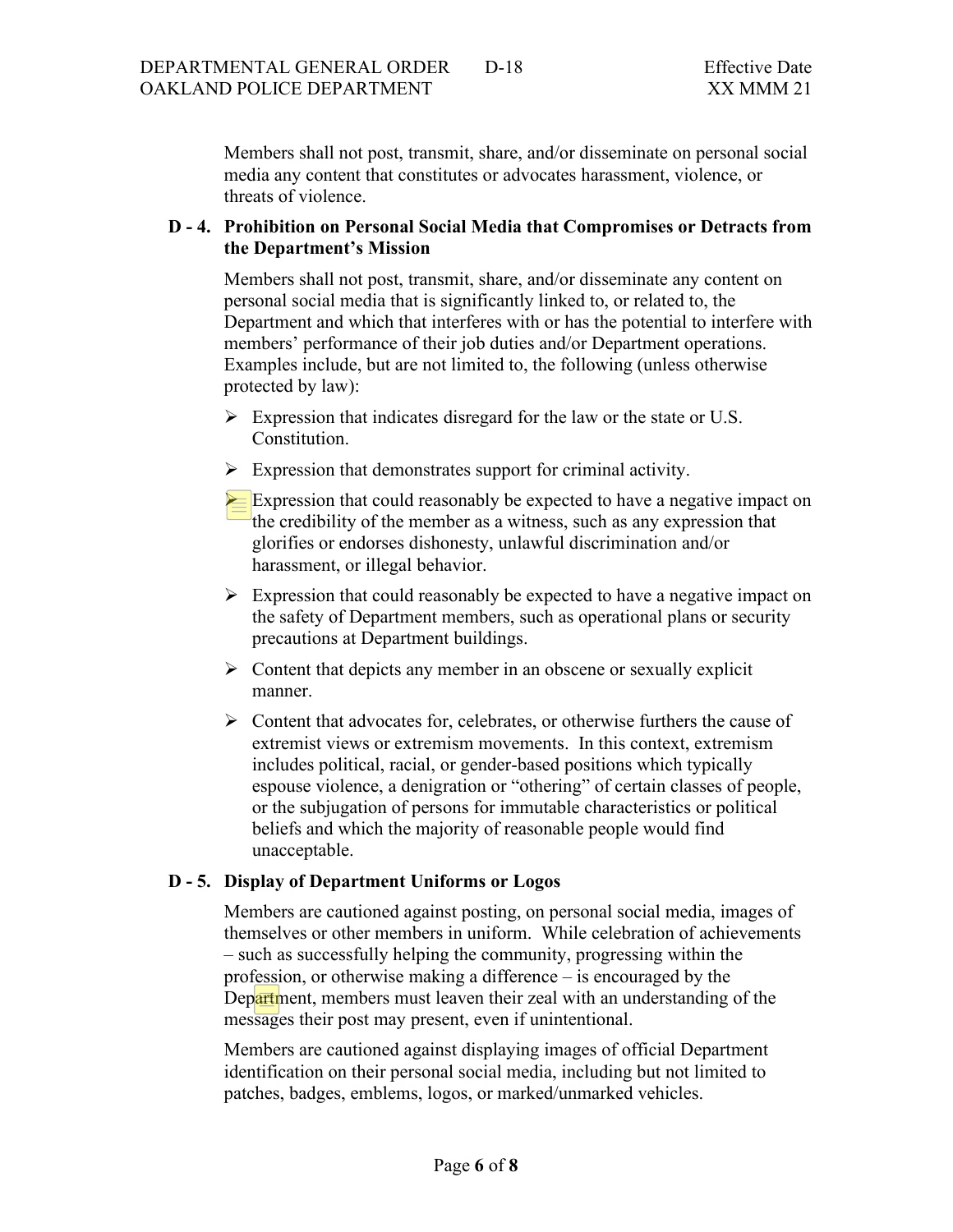Members shall not post, transmit, share, and/or disseminate on personal social media any content that constitutes or advocates harassment, violence, or threats of violence.

### D - 4. Prohibition on Personal Social Media that Compromises or Detracts from the Department's Mission

Members shall not post, transmit, share, and/or disseminate any content on personal social media that is significantly linked to, or related to, the Department and which that interferes with or has the potential to interfere with members' performance of their job duties and/or Department operations. Examples include, but are not limited to, the following (unless otherwise protected by law):

- Expression that indicates disregard for the law or the state or U.S. Constitution.
- Expression that demonstrates support for criminal activity.
- Expression that could reasonably be expected to have a negative impact on the credibility of the member as a witness, such as any expression that glorifies or endorses dishonesty, unlawful discrimination and/or harassment, or illegal behavior.
- Expression that could reasonably be expected to have a negative impact on the safety of Department members, such as operational plans or security precautions at Department buildings.
- Content that depicts any member in an obscene or sexually explicit manner.
- Content that advocates for, celebrates, or otherwise furthers the cause of extremist views or extremism movements. In this context, extremism includes political, racial, or gender-based positions which typically espouse violence, a denigration or "othering" of certain classes of people, or the subjugation of persons for immutable characteristics or political beliefs and which the majority of reasonable people would find unacceptable.

### D - 5. Display of Department Uniforms or Logos

Members are cautioned against posting, on personal social media, images of themselves or other members in uniform. While celebration of achievements – such as successfully helping the community, progressing within the profession, or otherwise making a difference – is encouraged by the Department, members must leaven their zeal with an understanding of the messages their post may present, even if unintentional.

Members are cautioned against displaying images of official Department identification on their personal social media, including but not limited to patches, badges, emblems, logos, or marked/unmarked vehicles.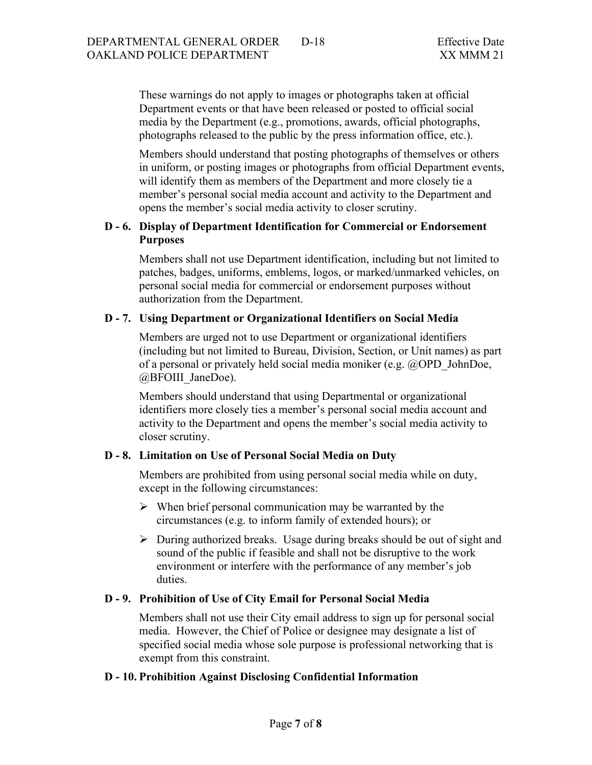These warnings do not apply to images or photographs taken at official Department events or that have been released or posted to official social media by the Department (e.g., promotions, awards, official photographs, photographs released to the public by the press information office, etc.).

Members should understand that posting photographs of themselves or others in uniform, or posting images or photographs from official Department events, will identify them as members of the Department and more closely tie a member's personal social media account and activity to the Department and opens the member's social media activity to closer scrutiny.

### D - 6. Display of Department Identification for Commercial or Endorsement Purposes

Members shall not use Department identification, including but not limited to patches, badges, uniforms, emblems, logos, or marked/unmarked vehicles, on personal social media for commercial or endorsement purposes without authorization from the Department.

### D - 7. Using Department or Organizational Identifiers on Social Media

Members are urged not to use Department or organizational identifiers (including but not limited to Bureau, Division, Section, or Unit names) as part of a personal or privately held social media moniker (e.g. @OPD_JohnDoe, @BFOIII_JaneDoe).

Members should understand that using Departmental or organizational identifiers more closely ties a member's personal social media account and activity to the Department and opens the member's social media activity to closer scrutiny.

### D - 8. Limitation on Use of Personal Social Media on Duty

Members are prohibited from using personal social media while on duty, except in the following circumstances:

- When brief personal communication may be warranted by the circumstances (e.g. to inform family of extended hours); or
- During authorized breaks. Usage during breaks should be out of sight and sound of the public if feasible and shall not be disruptive to the work environment or interfere with the performance of any member's job duties.

### D - 9. Prohibition of Use of City Email for Personal Social Media

Members shall not use their City email address to sign up for personal social media. However, the Chief of Police or designee may designate a list of specified social media whose sole purpose is professional networking that is exempt from this constraint.

### D - 10. Prohibition Against Disclosing Confidential Information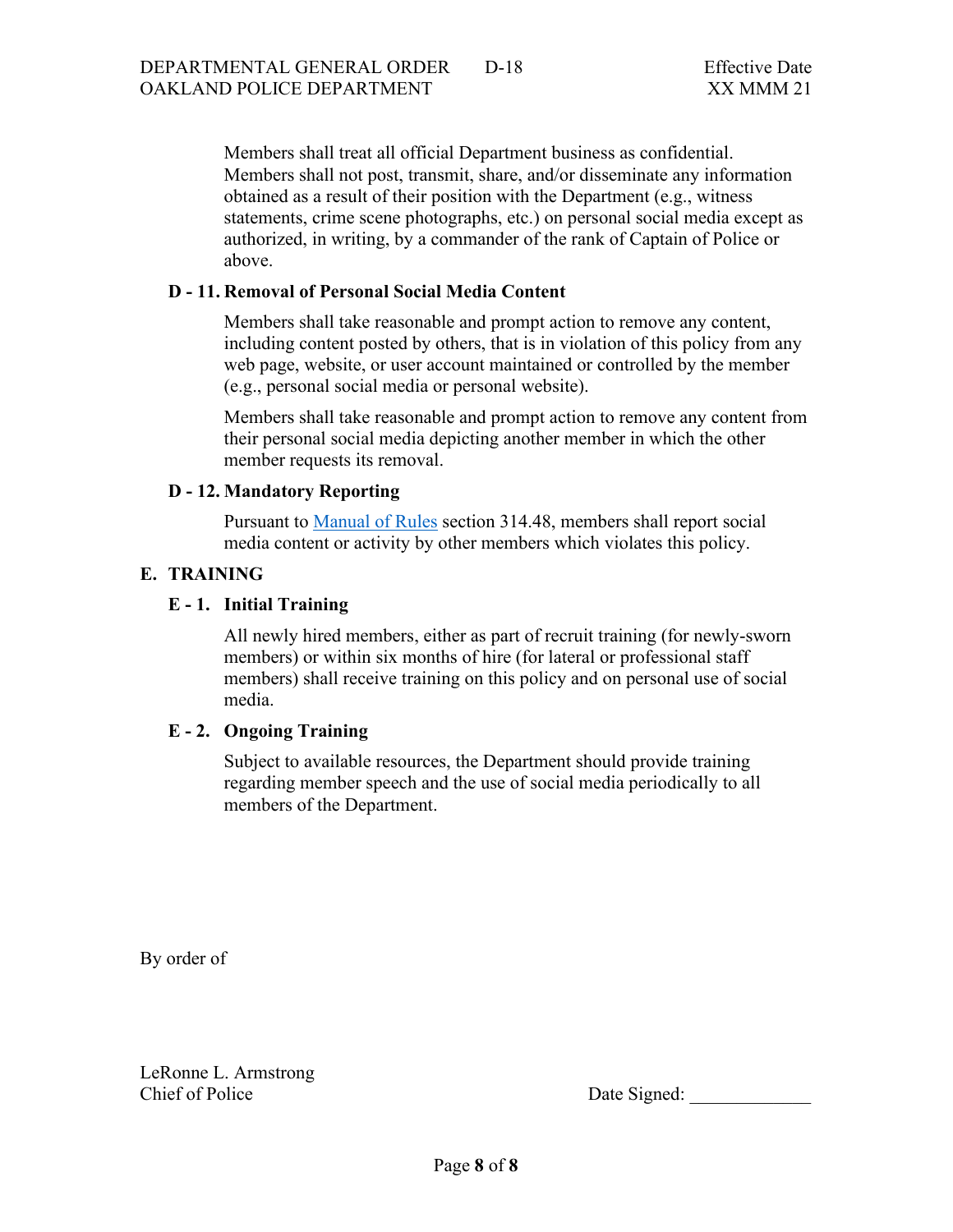Members shall treat all official Department business as confidential. Members shall not post, transmit, share, and/or disseminate any information obtained as a result of their position with the Department (e.g., witness statements, crime scene photographs, etc.) on personal social media except as authorized, in writing, by a commander of the rank of Captain of Police or above.

### D - 11. Removal of Personal Social Media Content

Members shall take reasonable and prompt action to remove any content, including content posted by others, that is in violation of this policy from any web page, website, or user account maintained or controlled by the member (e.g., personal social media or personal website).

Members shall take reasonable and prompt action to remove any content from their personal social media depicting another member in which the other member requests its removal.

### D - 12. Mandatory Reporting

Pursuant to Manual of Rules section 314.48, members shall report social media content or activity by other members which violates this policy.

## E. TRAINING

### E - 1. Initial Training

All newly hired members, either as part of recruit training (for newly-sworn members) or within six months of hire (for lateral or professional staff members) shall receive training on this policy and on personal use of social media.

### E - 2. Ongoing Training

Subject to available resources, the Department should provide training regarding member speech and the use of social media periodically to all members of the Department.

By order of

LeRonne L. Armstrong
Chief of Police

Date Signed: _____________